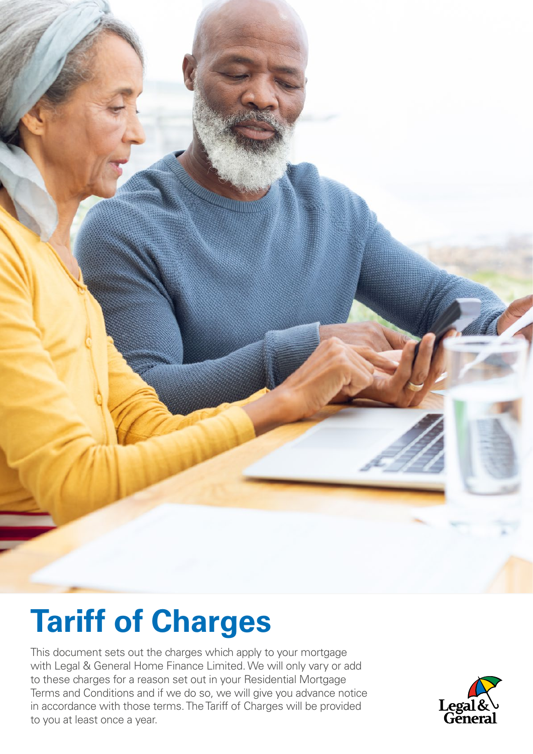# Tariff of Charges

This document sets out the charges which apply to your mortgage with Legal & General Home Finance Limited. We will only vary or add to these charges for a reason set out in your Residential Mortgage Terms and Conditions and if we do so, we will give you advance notice in accordance with those terms. The Tariff of Charges will be provided to you at least once a year.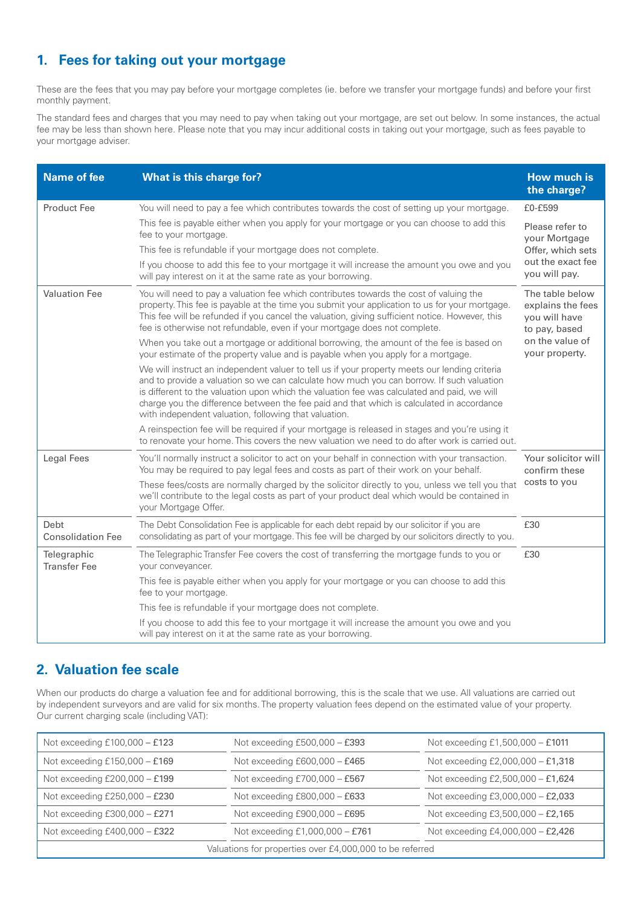## 1. Fees for taking out your mortgage

These are the fees that you may pay before your mortgage completes (ie. before we transfer your mortgage funds) and before your first monthly payment.

The standard fees and charges that you may need to pay when taking out your mortgage, are set out below. In some instances, the actual fee may be less than shown here. Please note that you may incur additional costs in taking out your mortgage, such as fees payable to your mortgage adviser.

| Name of fee | What is this charge for? | How much is the charge? |
|---|---|---|
| Product Fee | You will need to pay a fee which contributes towards the cost of setting up your mortgage.<br>This fee is payable either when you apply for your mortgage or you can choose to add this fee to your mortgage.<br>This fee is refundable if your mortgage does not complete.<br>If you choose to add this fee to your mortgage it will increase the amount you owe and you will pay interest on it at the same rate as your borrowing. | £0-£599<br>Please refer to your Mortgage Offer, which sets out the exact fee you will pay. |
| Valuation Fee | You will need to pay a valuation fee which contributes towards the cost of valuing the property. This fee is payable at the time you submit your application to us for your mortgage. This fee will be refunded if you cancel the valuation, giving sufficient notice. However, this fee is otherwise not refundable, even if your mortgage does not complete.<br>When you take out a mortgage or additional borrowing, the amount of the fee is based on your estimate of the property value and is payable when you apply for a mortgage.<br>We will instruct an independent valuer to tell us if your property meets our lending criteria and to provide a valuation so we can calculate how much you can borrow. If such valuation is different to the valuation upon which the valuation fee was calculated and paid, we will charge you the difference between the fee paid and that which is calculated in accordance with independent valuation, following that valuation.<br>A reinspection fee will be required if your mortgage is released in stages and you're using it to renovate your home. This covers the new valuation we need to do after work is carried out. | The table below explains the fees you will have to pay, based on the value of your property. |
| Legal Fees | You'll normally instruct a solicitor to act on your behalf in connection with your transaction. You may be required to pay legal fees and costs as part of their work on your behalf.<br>These fees/costs are normally charged by the solicitor directly to you, unless we tell you that we'll contribute to the legal costs as part of your product deal which would be contained in your Mortgage Offer. | Your solicitor will confirm these costs to you |
| Debt Consolidation Fee | The Debt Consolidation Fee is applicable for each debt repaid by our solicitor if you are consolidating as part of your mortgage. This fee will be charged by our solicitors directly to you. | £30 |
| Telegraphic Transfer Fee | The Telegraphic Transfer Fee covers the cost of transferring the mortgage funds to you or your conveyancer.<br>This fee is payable either when you apply for your mortgage or you can choose to add this fee to your mortgage.<br>This fee is refundable if your mortgage does not complete.<br>If you choose to add this fee to your mortgage it will increase the amount you owe and you will pay interest on it at the same rate as your borrowing. | £30 |

## 2. Valuation fee scale

When our products do charge a valuation fee and for additional borrowing, this is the scale that we use. All valuations are carried out by independent surveyors and are valid for six months. The property valuation fees depend on the estimated value of your property. Our current charging scale (including VAT):

| | | |
|---|---|---|
| Not exceeding £100,000 – £123 | Not exceeding £500,000 – £393 | Not exceeding £1,500,000 – £1011 |
| Not exceeding £150,000 – £169 | Not exceeding £600,000 – £465 | Not exceeding £2,000,000 – £1,318 |
| Not exceeding £200,000 – £199 | Not exceeding £700,000 – £567 | Not exceeding £2,500,000 – £1,624 |
| Not exceeding £250,000 – £230 | Not exceeding £800,000 – £633 | Not exceeding £3,000,000 – £2,033 |
| Not exceeding £300,000 – £271 | Not exceeding £900,000 – £695 | Not exceeding £3,500,000 – £2,165 |
| Not exceeding £400,000 – £322 | Not exceeding £1,000,000 – £761 | Not exceeding £4,000,000 – £2,426 |
| Valuations for properties over £4,000,000 to be referred | | |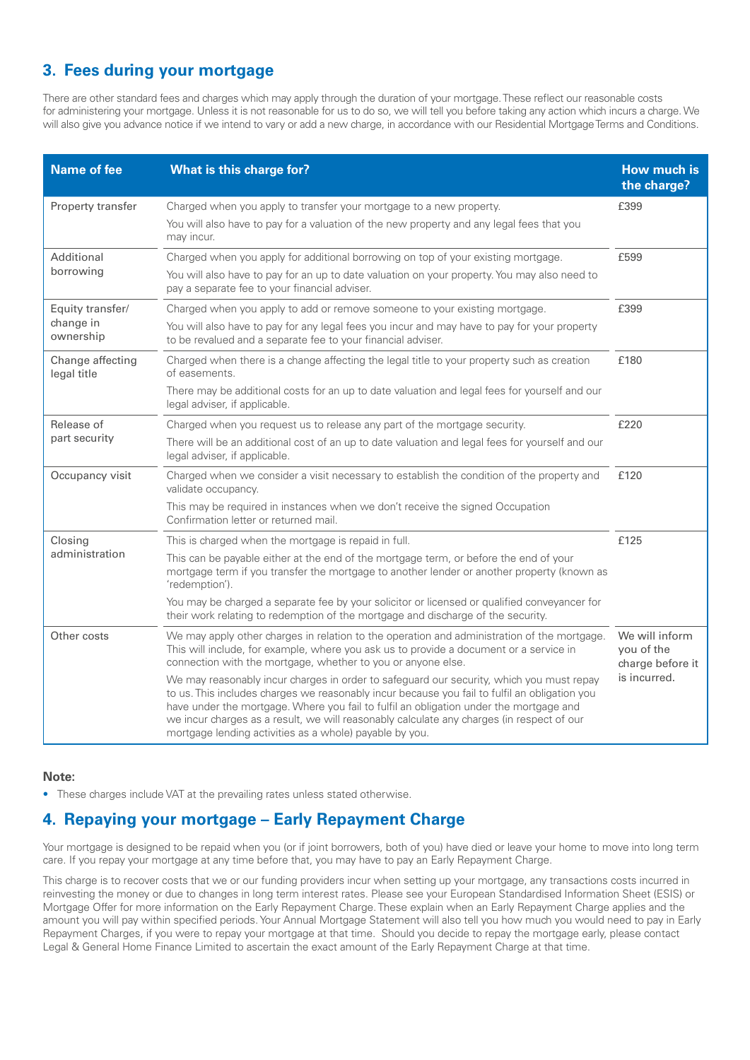## 3. Fees during your mortgage

There are other standard fees and charges which may apply through the duration of your mortgage. These reflect our reasonable costs for administering your mortgage. Unless it is not reasonable for us to do so, we will tell you before taking any action which incurs a charge. We will also give you advance notice if we intend to vary or add a new charge, in accordance with our Residential Mortgage Terms and Conditions.

| Name of fee | What is this charge for? | How much is the charge? |
|---|---|---|
| Property transfer | Charged when you apply to transfer your mortgage to a new property.<br><br>You will also have to pay for a valuation of the new property and any legal fees that you may incur. | £399 |
| Additional borrowing | Charged when you apply for additional borrowing on top of your existing mortgage.<br><br>You will also have to pay for an up to date valuation on your property. You may also need to pay a separate fee to your financial adviser. | £599 |
| Equity transfer/ change in ownership | Charged when you apply to add or remove someone to your existing mortgage.<br><br>You will also have to pay for any legal fees you incur and may have to pay for your property to be revalued and a separate fee to your financial adviser. | £399 |
| Change affecting legal title | Charged when there is a change affecting the legal title to your property such as creation of easements.<br><br>There may be additional costs for an up to date valuation and legal fees for yourself and our legal adviser, if applicable. | £180 |
| Release of part security | Charged when you request us to release any part of the mortgage security.<br><br>There will be an additional cost of an up to date valuation and legal fees for yourself and our legal adviser, if applicable. | £220 |
| Occupancy visit | Charged when we consider a visit necessary to establish the condition of the property and validate occupancy.<br><br>This may be required in instances when we don't receive the signed Occupation Confirmation letter or returned mail. | £120 |
| Closing administration | This is charged when the mortgage is repaid in full.<br><br>This can be payable either at the end of the mortgage term, or before the end of your mortgage term if you transfer the mortgage to another lender or another property (known as 'redemption').<br><br>You may be charged a separate fee by your solicitor or licensed or qualified conveyancer for their work relating to redemption of the mortgage and discharge of the security. | £125 |
| Other costs | We may apply other charges in relation to the operation and administration of the mortgage. This will include, for example, where you ask us to provide a document or a service in connection with the mortgage, whether to you or anyone else.<br><br>We may reasonably incur charges in order to safeguard our security, which you must repay to us. This includes charges we reasonably incur because you fail to fulfil an obligation you have under the mortgage. Where you fail to fulfil an obligation under the mortgage and we incur charges as a result, we will reasonably calculate any charges (in respect of our mortgage lending activities as a whole) payable by you. | We will inform you of the charge before it is incurred. |

**Note:**

- These charges include VAT at the prevailing rates unless stated otherwise.

## 4. Repaying your mortgage – Early Repayment Charge

Your mortgage is designed to be repaid when you (or if joint borrowers, both of you) have died or leave your home to move into long term care. If you repay your mortgage at any time before that, you may have to pay an Early Repayment Charge.

This charge is to recover costs that we or our funding providers incur when setting up your mortgage, any transactions costs incurred in reinvesting the money or due to changes in long term interest rates. Please see your European Standardised Information Sheet (ESIS) or Mortgage Offer for more information on the Early Repayment Charge. These explain when an Early Repayment Charge applies and the amount you will pay within specified periods. Your Annual Mortgage Statement will also tell you how much you would need to pay in Early Repayment Charges, if you were to repay your mortgage at that time. Should you decide to repay the mortgage early, please contact Legal & General Home Finance Limited to ascertain the exact amount of the Early Repayment Charge at that time.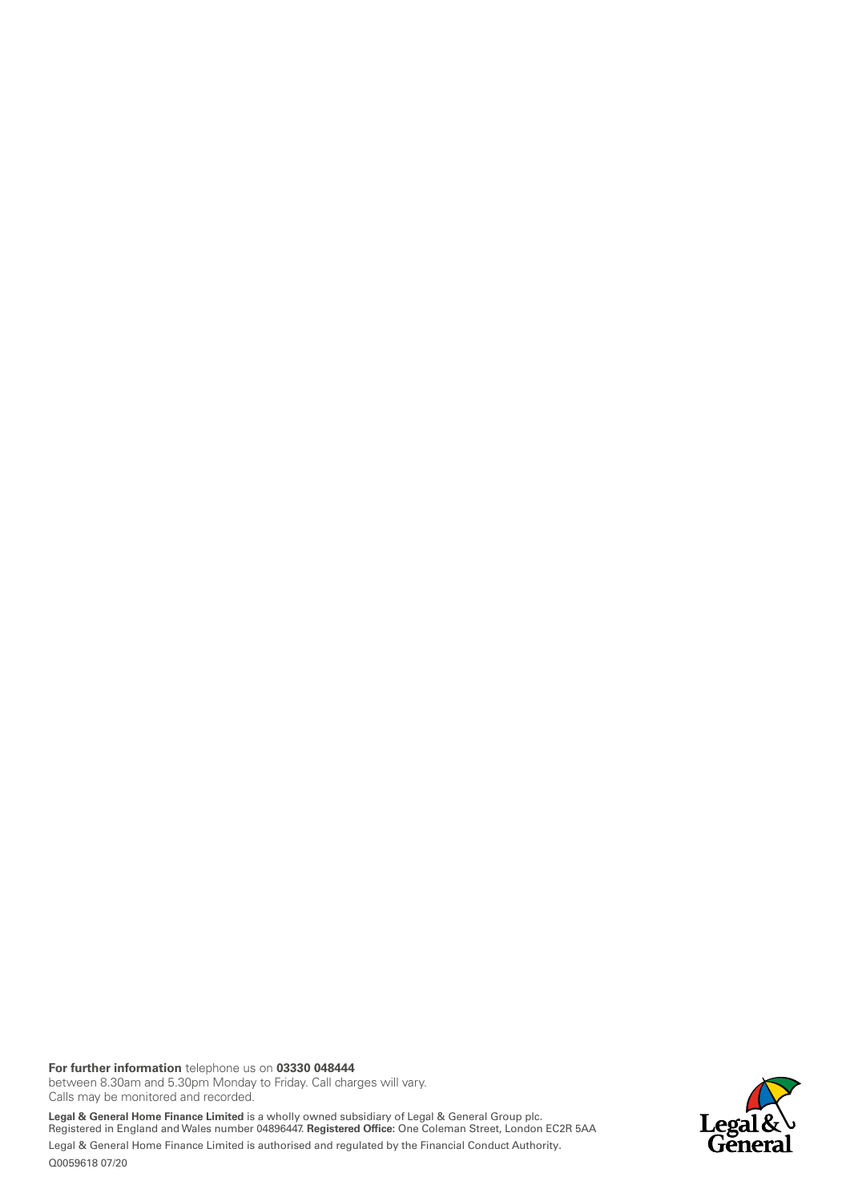**For further information** telephone us on **03330 048444**
between 8.30am and 5.30pm Monday to Friday. Call charges will vary.
Calls may be monitored and recorded.

**Legal & General Home Finance Limited** is a wholly owned subsidiary of Legal & General Group plc.
Registered in England and Wales number 04896447. **Registered Office:** One Coleman Street, London EC2R 5AA

Legal & General Home Finance Limited is authorised and regulated by the Financial Conduct Authority.

Q0059618 07/20